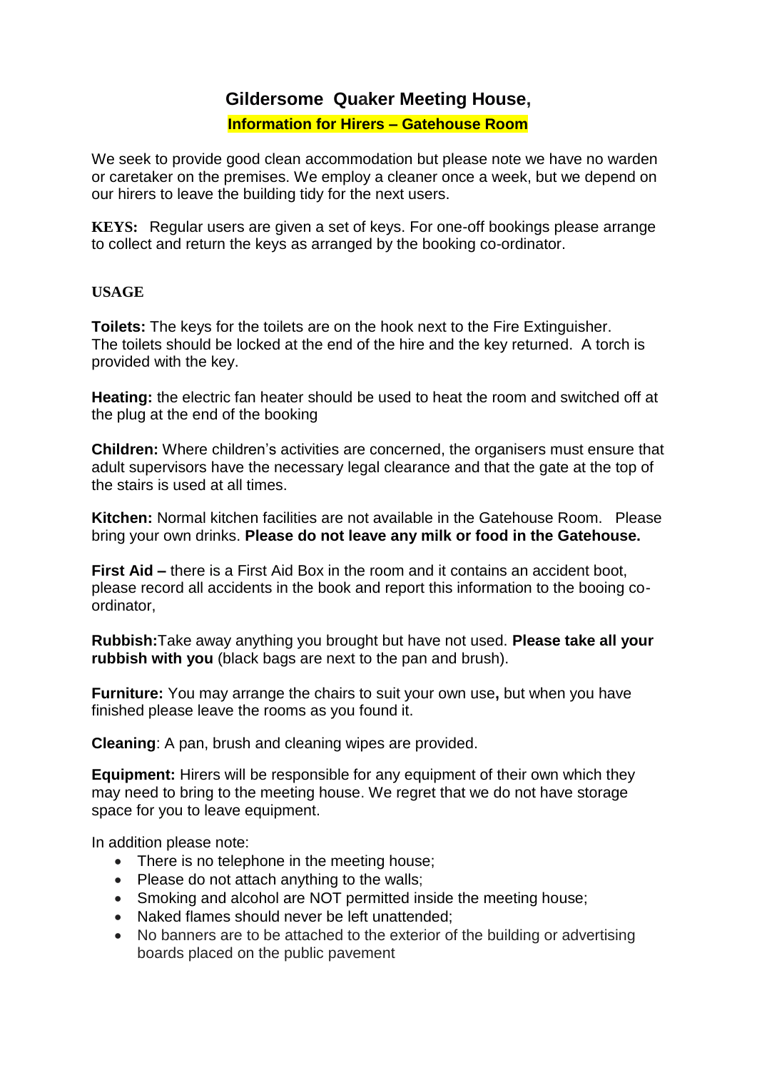# Gildersome Quaker Meeting House,

## Information for Hirers – Gatehouse Room

We seek to provide good clean accommodation but please note we have no warden or caretaker on the premises. We employ a cleaner once a week, but we depend on our hirers to leave the building tidy for the next users.

**KEYS:** Regular users are given a set of keys. For one-off bookings please arrange to collect and return the keys as arranged by the booking co-ordinator.

**USAGE**

**Toilets:** The keys for the toilets are on the hook next to the Fire Extinguisher. The toilets should be locked at the end of the hire and the key returned. A torch is provided with the key.

**Heating:** the electric fan heater should be used to heat the room and switched off at the plug at the end of the booking

**Children:** Where children's activities are concerned, the organisers must ensure that adult supervisors have the necessary legal clearance and that the gate at the top of the stairs is used at all times.

**Kitchen:** Normal kitchen facilities are not available in the Gatehouse Room. Please bring your own drinks. **Please do not leave any milk or food in the Gatehouse.**

**First Aid –** there is a First Aid Box in the room and it contains an accident boot, please record all accidents in the book and report this information to the booing co-ordinator,

**Rubbish:**Take away anything you brought but have not used. **Please take all your rubbish with you** (black bags are next to the pan and brush).

**Furniture:** You may arrange the chairs to suit your own use**,** but when you have finished please leave the rooms as you found it.

**Cleaning**: A pan, brush and cleaning wipes are provided.

**Equipment:** Hirers will be responsible for any equipment of their own which they may need to bring to the meeting house. We regret that we do not have storage space for you to leave equipment.

In addition please note:

- There is no telephone in the meeting house;
- Please do not attach anything to the walls;
- Smoking and alcohol are NOT permitted inside the meeting house;
- Naked flames should never be left unattended;
- No banners are to be attached to the exterior of the building or advertising boards placed on the public pavement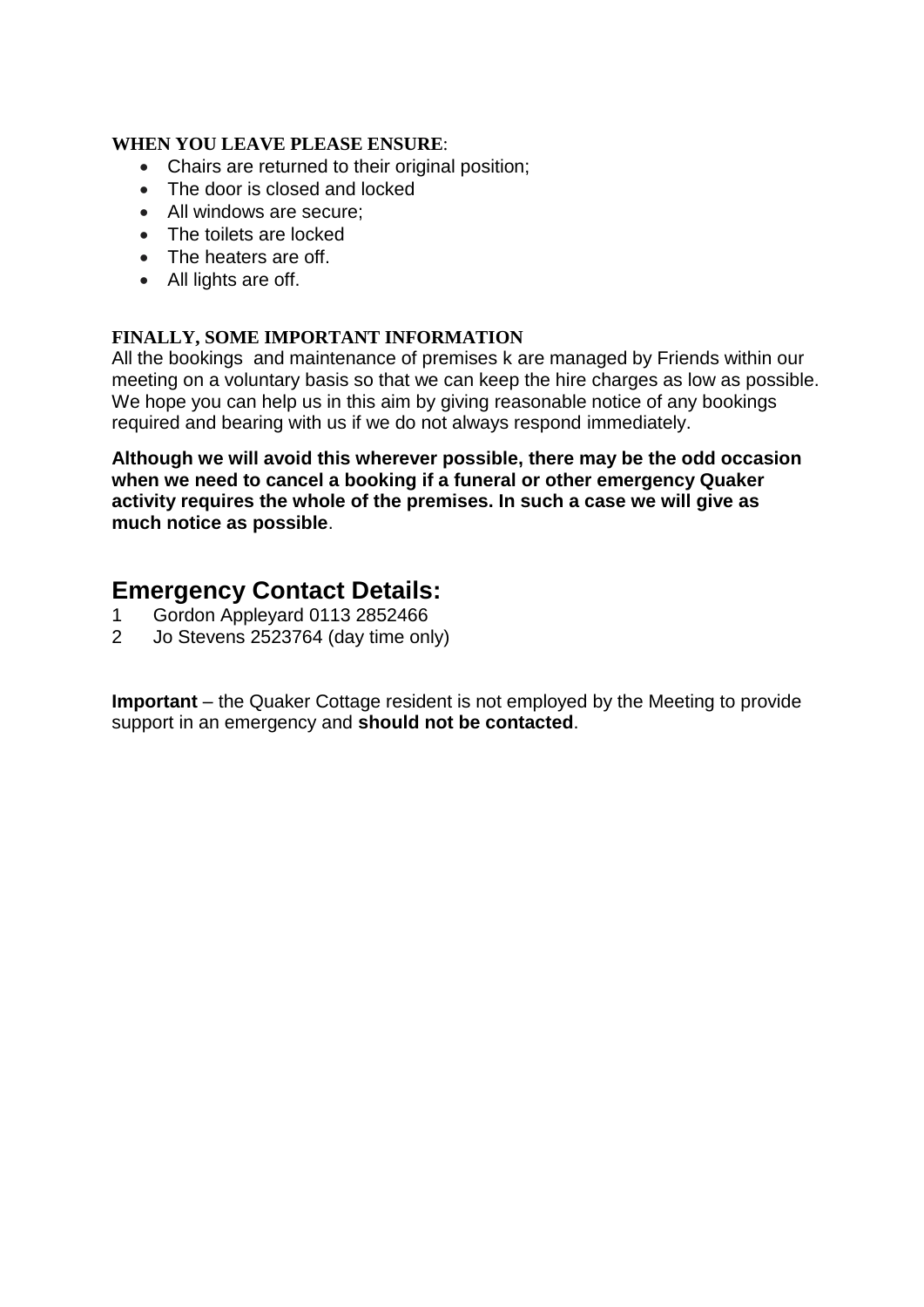**WHEN YOU LEAVE PLEASE ENSURE**:

- Chairs are returned to their original position;
- The door is closed and locked
- All windows are secure;
- The toilets are locked
- The heaters are off.
- All lights are off.

**FINALLY, SOME IMPORTANT INFORMATION**

All the bookings  and maintenance of premises k are managed by Friends within our meeting on a voluntary basis so that we can keep the hire charges as low as possible. We hope you can help us in this aim by giving reasonable notice of any bookings required and bearing with us if we do not always respond immediately.

**Although we will avoid this wherever possible, there may be the odd occasion when we need to cancel a booking if a funeral or other emergency Quaker activity requires the whole of the premises. In such a case we will give as much notice as possible**.

## Emergency Contact Details:

1 Gordon Appleyard 0113 2852466
2 Jo Stevens 2523764 (day time only)

**Important** – the Quaker Cottage resident is not employed by the Meeting to provide support in an emergency and **should not be contacted**.